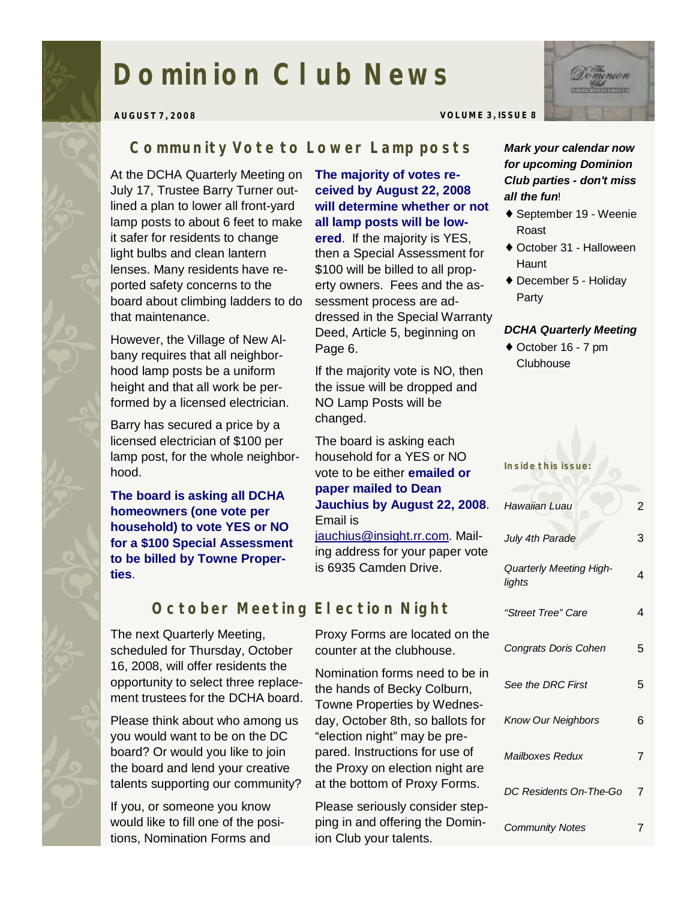# Dominion Club News

**AUGUST 7, 2008** **VOLUME 3, ISSUE 8**

## Community Vote to Lower Lamp posts

At the DCHA Quarterly Meeting on July 17, Trustee Barry Turner outlined a plan to lower all front-yard lamp posts to about 6 feet to make it safer for residents to change light bulbs and clean lantern lenses. Many residents have reported safety concerns to the board about climbing ladders to do that maintenance.

However, the Village of New Albany requires that all neighborhood lamp posts be a uniform height and that all work be performed by a licensed electrician.

Barry has secured a price by a licensed electrician of $100 per lamp post, for the whole neighborhood.

**The board is asking all DCHA homeowners (one vote per household) to vote YES or NO for a $100 Special Assessment to be billed by Towne Properties**.

**The majority of votes received by August 22, 2008 will determine whether or not all lamp posts will be lowered**. If the majority is YES, then a Special Assessment for $100 will be billed to all property owners. Fees and the assessment process are addressed in the Special Warranty Deed, Article 5, beginning on Page 6.

If the majority vote is NO, then the issue will be dropped and NO Lamp Posts will be changed.

The board is asking each household for a YES or NO vote to be either **emailed or paper mailed to Dean Jauchius by August 22, 2008**. Email is jauchius@insight.rr.com. Mailing address for your paper vote is 6935 Camden Drive.

## October Meeting Election Night

The next Quarterly Meeting, scheduled for Thursday, October 16, 2008, will offer residents the opportunity to select three replacement trustees for the DCHA board.

Please think about who among us you would want to be on the DC board? Or would you like to join the board and lend your creative talents supporting our community?

If you, or someone you know would like to fill one of the positions, Nomination Forms and Proxy Forms are located on the counter at the clubhouse.

Nomination forms need to be in the hands of Becky Colburn, Towne Properties by Wednesday, October 8th, so ballots for "election night" may be prepared. Instructions for use of the Proxy on election night are at the bottom of Proxy Forms.

Please seriously consider stepping in and offering the Dominion Club your talents.

***Mark your calendar now for upcoming Dominion Club parties - don't miss all the fun!***

- September 19 - Weenie Roast
- October 31 - Halloween Haunt
- December 5 - Holiday Party

***DCHA Quarterly Meeting***

- October 16 - 7 pm Clubhouse

**Inside this issue:**

| | |
|---|---|
| *Hawaiian Luau* | 2 |
| *July 4th Parade* | 3 |
| *Quarterly Meeting Highlights* | 4 |
| *"Street Tree" Care* | 4 |
| *Congrats Doris Cohen* | 5 |
| *See the DRC First* | 5 |
| *Know Our Neighbors* | 6 |
| *Mailboxes Redux* | 7 |
| *DC Residents On-The-Go* | 7 |
| *Community Notes* | 7 |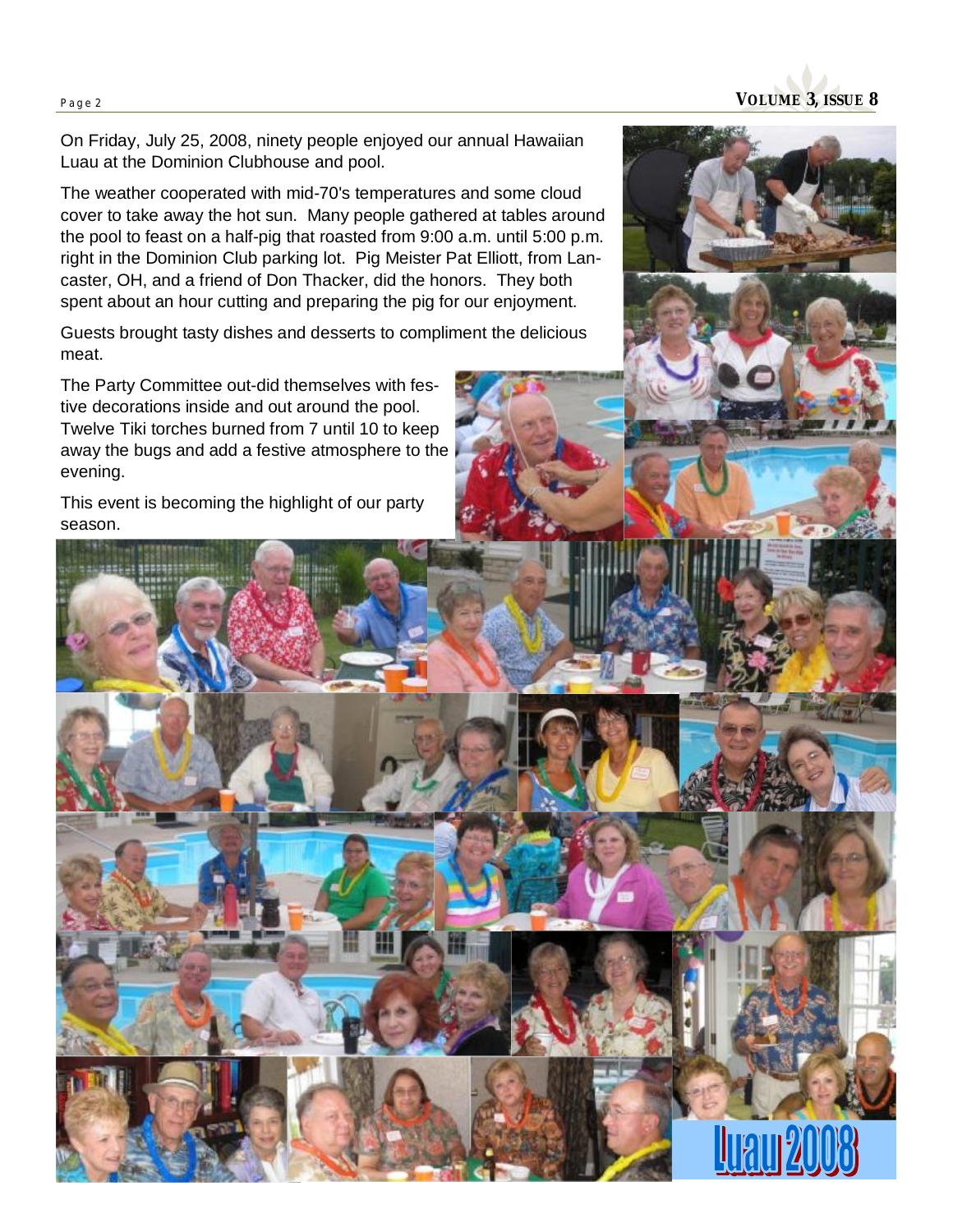On Friday, July 25, 2008, ninety people enjoyed our annual Hawaiian Luau at the Dominion Clubhouse and pool.

The weather cooperated with mid-70's temperatures and some cloud cover to take away the hot sun. Many people gathered at tables around the pool to feast on a half-pig that roasted from 9:00 a.m. until 5:00 p.m. right in the Dominion Club parking lot. Pig Meister Pat Elliott, from Lancaster, OH, and a friend of Don Thacker, did the honors. They both spent about an hour cutting and preparing the pig for our enjoyment.

Guests brought tasty dishes and desserts to compliment the delicious meat.

The Party Committee out-did themselves with festive decorations inside and out around the pool. Twelve Tiki torches burned from 7 until 10 to keep away the bugs and add a festive atmosphere to the evening.

This event is becoming the highlight of our party season.

Luau 2008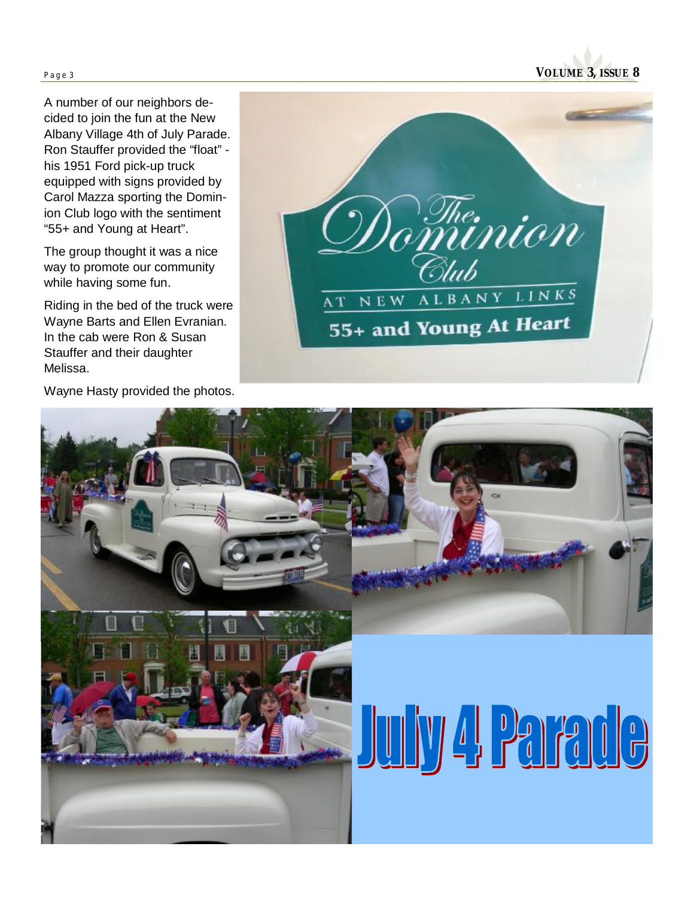A number of our neighbors decided to join the fun at the New Albany Village 4th of July Parade. Ron Stauffer provided the "float" - his 1951 Ford pick-up truck equipped with signs provided by Carol Mazza sporting the Dominion Club logo with the sentiment "55+ and Young at Heart".

The group thought it was a nice way to promote our community while having some fun.

Riding in the bed of the truck were Wayne Barts and Ellen Evranian. In the cab were Ron & Susan Stauffer and their daughter Melissa.

Wayne Hasty provided the photos.

# July 4 Parade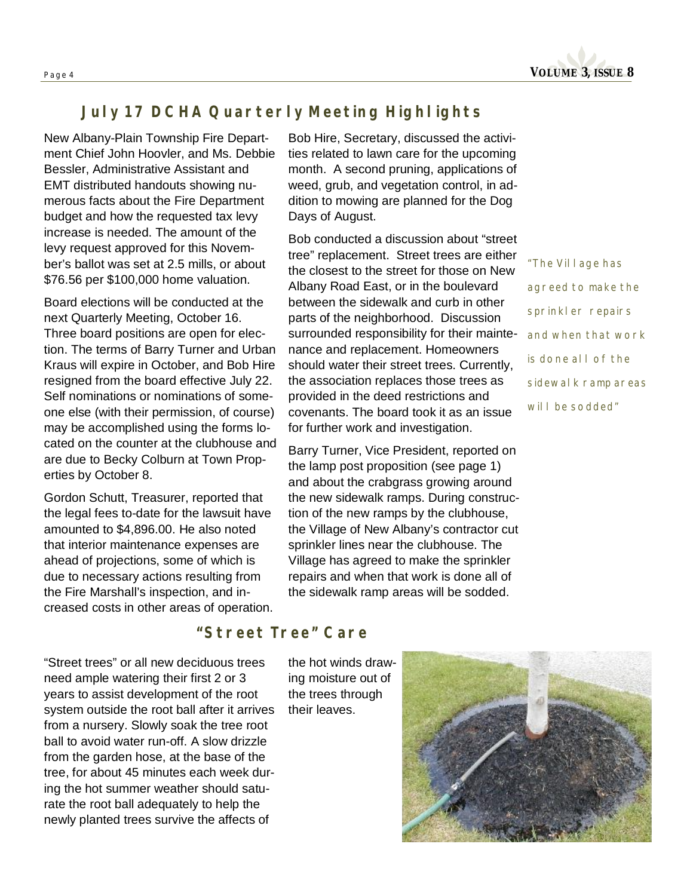## July 17 DCHA Quarterly Meeting Highlights

New Albany-Plain Township Fire Department Chief John Hoovler, and Ms. Debbie Bessler, Administrative Assistant and EMT distributed handouts showing numerous facts about the Fire Department budget and how the requested tax levy increase is needed. The amount of the levy request approved for this November's ballot was set at 2.5 mills, or about $76.56 per $100,000 home valuation.

Board elections will be conducted at the next Quarterly Meeting, October 16. Three board positions are open for election. The terms of Barry Turner and Urban Kraus will expire in October, and Bob Hire resigned from the board effective July 22. Self nominations or nominations of someone else (with their permission, of course) may be accomplished using the forms located on the counter at the clubhouse and are due to Becky Colburn at Town Properties by October 8.

Gordon Schutt, Treasurer, reported that the legal fees to-date for the lawsuit have amounted to $4,896.00. He also noted that interior maintenance expenses are ahead of projections, some of which is due to necessary actions resulting from the Fire Marshall's inspection, and increased costs in other areas of operation.

Bob Hire, Secretary, discussed the activities related to lawn care for the upcoming month. A second pruning, applications of weed, grub, and vegetation control, in addition to mowing are planned for the Dog Days of August.

Bob conducted a discussion about "street tree" replacement. Street trees are either the closest to the street for those on New Albany Road East, or in the boulevard between the sidewalk and curb in other parts of the neighborhood. Discussion surrounded responsibility for their maintenance and replacement. Homeowners should water their street trees. Currently, the association replaces those trees as provided in the deed restrictions and covenants. The board took it as an issue for further work and investigation.

Barry Turner, Vice President, reported on the lamp post proposition (see page 1) and about the crabgrass growing around the new sidewalk ramps. During construction of the new ramps by the clubhouse, the Village of New Albany's contractor cut sprinkler lines near the clubhouse. The Village has agreed to make the sprinkler repairs and when that work is done all of the sidewalk ramp areas will be sodded.

> *"The Village has agreed to make the sprinkler repairs and when that work is done all of the sidewalk ramp areas will be sodded"*

## "Street Tree" Care

"Street trees" or all new deciduous trees need ample watering their first 2 or 3 years to assist development of the root system outside the root ball after it arrives from a nursery. Slowly soak the tree root ball to avoid water run-off. A slow drizzle from the garden hose, at the base of the tree, for about 45 minutes each week during the hot summer weather should saturate the root ball adequately to help the newly planted trees survive the affects of the hot winds drawing moisture out of the trees through their leaves.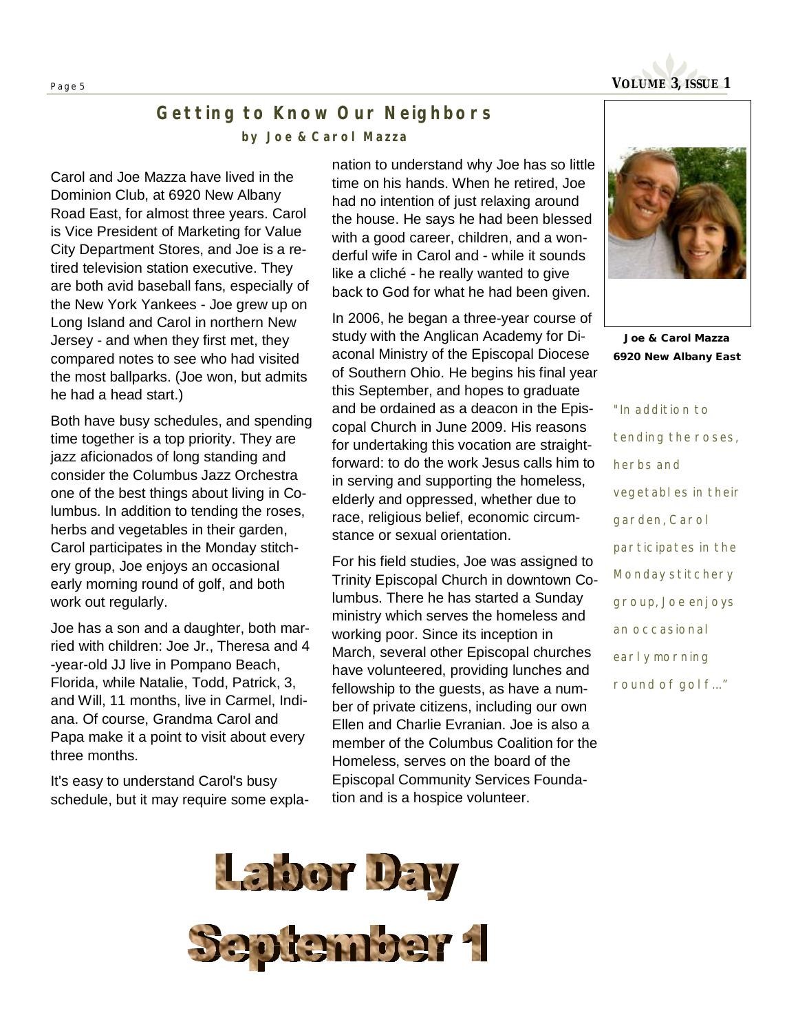## Getting to Know Our Neighbors

**by Joe & Carol Mazza**

Carol and Joe Mazza have lived in the Dominion Club, at 6920 New Albany Road East, for almost three years. Carol is Vice President of Marketing for Value City Department Stores, and Joe is a retired television station executive. They are both avid baseball fans, especially of the New York Yankees - Joe grew up on Long Island and Carol in northern New Jersey - and when they first met, they compared notes to see who had visited the most ballparks. (Joe won, but admits he had a head start.)

Both have busy schedules, and spending time together is a top priority. They are jazz aficionados of long standing and consider the Columbus Jazz Orchestra one of the best things about living in Columbus. In addition to tending the roses, herbs and vegetables in their garden, Carol participates in the Monday stitchery group, Joe enjoys an occasional early morning round of golf, and both work out regularly.

Joe has a son and a daughter, both married with children: Joe Jr., Theresa and 4-year-old JJ live in Pompano Beach, Florida, while Natalie, Todd, Patrick, 3, and Will, 11 months, live in Carmel, Indiana. Of course, Grandma Carol and Papa make it a point to visit about every three months.

It's easy to understand Carol's busy schedule, but it may require some explanation to understand why Joe has so little time on his hands. When he retired, Joe had no intention of just relaxing around the house. He says he had been blessed with a good career, children, and a wonderful wife in Carol and - while it sounds like a cliché - he really wanted to give back to God for what he had been given.

In 2006, he began a three-year course of study with the Anglican Academy for Diaconal Ministry of the Episcopal Diocese of Southern Ohio. He begins his final year this September, and hopes to graduate and be ordained as a deacon in the Episcopal Church in June 2009. His reasons for undertaking this vocation are straightforward: to do the work Jesus calls him to in serving and supporting the homeless, elderly and oppressed, whether due to race, religious belief, economic circumstance or sexual orientation.

For his field studies, Joe was assigned to Trinity Episcopal Church in downtown Columbus. There he has started a Sunday ministry which serves the homeless and working poor. Since its inception in March, several other Episcopal churches have volunteered, providing lunches and fellowship to the guests, as have a number of private citizens, including our own Ellen and Charlie Evranian. Joe is also a member of the Columbus Coalition for the Homeless, serves on the board of the Episcopal Community Services Foundation and is a hospice volunteer.

**Joe & Carol Mazza**
**6920 New Albany East**

*"In addition to tending the roses, herbs and vegetables in their garden, Carol participates in the Monday stitchery group, Joe enjoys an occasional early morning round of golf…"*

# Labor Day

# September 1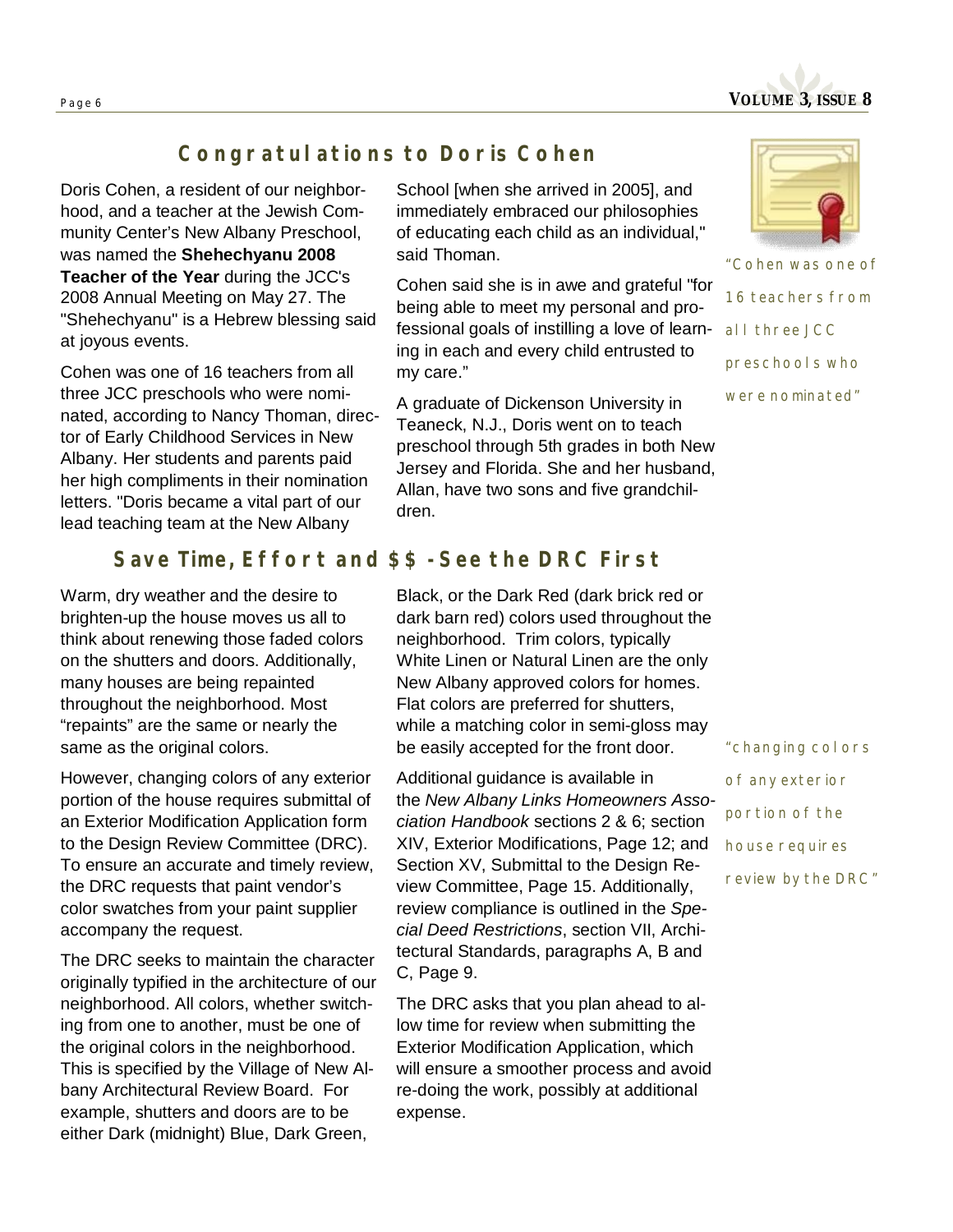## Congratulations to Doris Cohen

Doris Cohen, a resident of our neighborhood, and a teacher at the Jewish Community Center's New Albany Preschool, was named the **Shehechyanu 2008 Teacher of the Year** during the JCC's 2008 Annual Meeting on May 27. The "Shehechyanu" is a Hebrew blessing said at joyous events.

Cohen was one of 16 teachers from all three JCC preschools who were nominated, according to Nancy Thoman, director of Early Childhood Services in New Albany. Her students and parents paid her high compliments in their nomination letters. "Doris became a vital part of our lead teaching team at the New Albany School [when she arrived in 2005], and immediately embraced our philosophies of educating each child as an individual," said Thoman.

Cohen said she is in awe and grateful "for being able to meet my personal and professional goals of instilling a love of learning in each and every child entrusted to my care."

A graduate of Dickenson University in Teaneck, N.J., Doris went on to teach preschool through 5th grades in both New Jersey and Florida. She and her husband, Allan, have two sons and five grandchildren.

"Cohen was one of 16 teachers from all three JCC preschools who were nominated"

## Save Time, Effort and $$ -See the DRC First

Warm, dry weather and the desire to brighten-up the house moves us all to think about renewing those faded colors on the shutters and doors. Additionally, many houses are being repainted throughout the neighborhood. Most "repaints" are the same or nearly the same as the original colors.

However, changing colors of any exterior portion of the house requires submittal of an Exterior Modification Application form to the Design Review Committee (DRC). To ensure an accurate and timely review, the DRC requests that paint vendor's color swatches from your paint supplier accompany the request.

The DRC seeks to maintain the character originally typified in the architecture of our neighborhood. All colors, whether switching from one to another, must be one of the original colors in the neighborhood. This is specified by the Village of New Albany Architectural Review Board. For example, shutters and doors are to be either Dark (midnight) Blue, Dark Green, Black, or the Dark Red (dark brick red or dark barn red) colors used throughout the neighborhood. Trim colors, typically White Linen or Natural Linen are the only New Albany approved colors for homes. Flat colors are preferred for shutters, while a matching color in semi-gloss may be easily accepted for the front door.

Additional guidance is available in the *New Albany Links Homeowners Association Handbook* sections 2 & 6; section XIV, Exterior Modifications, Page 12; and Section XV, Submittal to the Design Review Committee, Page 15. Additionally, review compliance is outlined in the *Special Deed Restrictions*, section VII, Architectural Standards, paragraphs A, B and C, Page 9.

The DRC asks that you plan ahead to allow time for review when submitting the Exterior Modification Application, which will ensure a smoother process and avoid re-doing the work, possibly at additional expense.

"changing colors of any exterior portion of the house requires review by the DRC"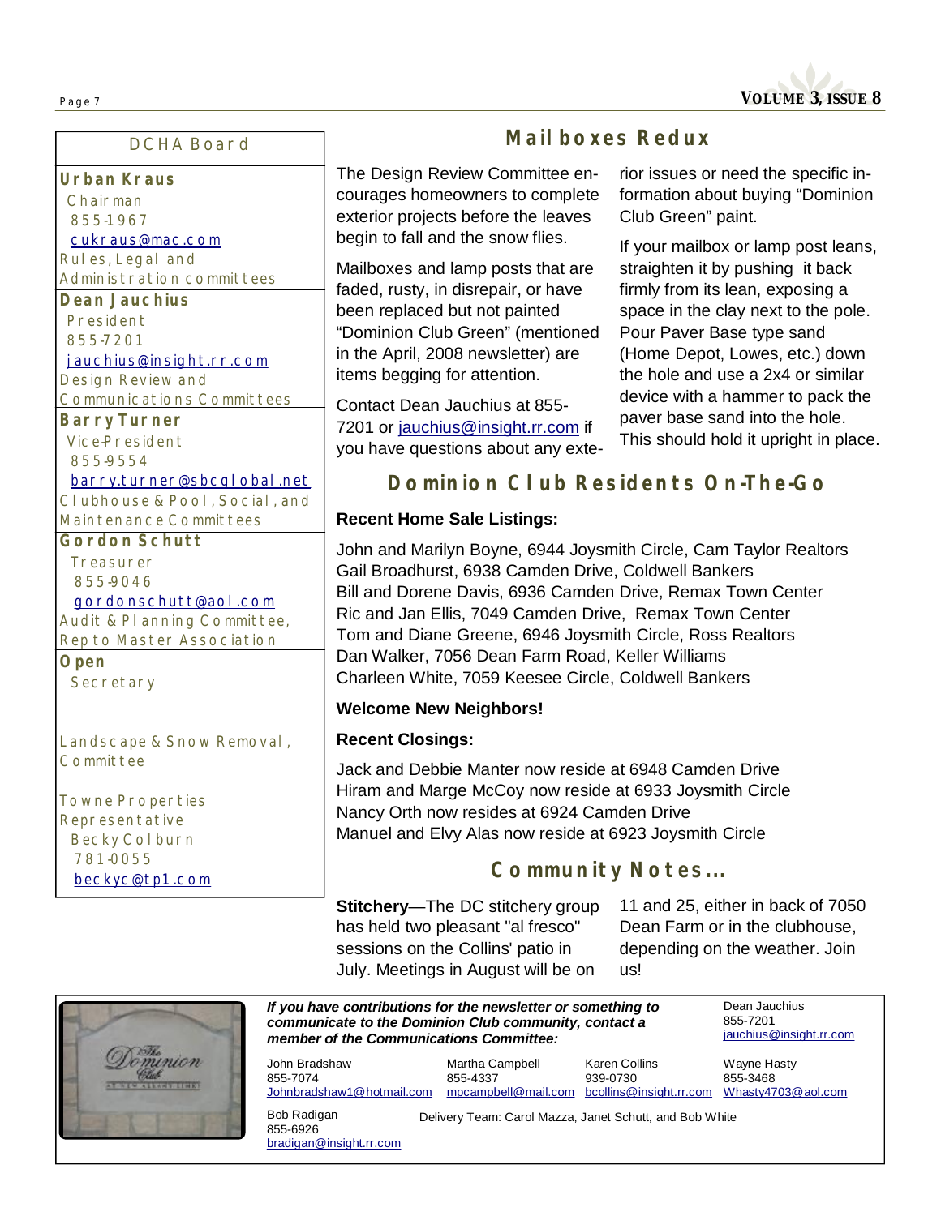## DCHA Board

**Urban Kraus**
Chairman
855-1967
cukraus@mac.com
Rules, Legal and Administration committees

**Dean Jauchius**
President
855-7201
jauchius@insight.rr.com
Design Review and Communications Committees

**Barry Turner**
Vice-President
855-9554
barry.turner@sbcglobal.net
Clubhouse & Pool, Social, and Maintenance Committees

**Gordon Schutt**
Treasurer
855-9046
gordonschutt@aol.com
Audit & Planning Committee, Rep to Master Association

**Open**
Secretary

Landscape & Snow Removal, Committee

Towne Properties Representative
Becky Colburn
781-0055
beckyc@tp1.com

## Mailboxes Redux

The Design Review Committee encourages homeowners to complete exterior projects before the leaves begin to fall and the snow flies.

Mailboxes and lamp posts that are faded, rusty, in disrepair, or have been replaced but not painted "Dominion Club Green" (mentioned in the April, 2008 newsletter) are items begging for attention.

Contact Dean Jauchius at 855-7201 or jauchius@insight.rr.com if you have questions about any exterior issues or need the specific information about buying "Dominion Club Green" paint.

If your mailbox or lamp post leans, straighten it by pushing it back firmly from its lean, exposing a space in the clay next to the pole. Pour Paver Base type sand (Home Depot, Lowes, etc.) down the hole and use a 2x4 or similar device with a hammer to pack the paver base sand into the hole. This should hold it upright in place.

## Dominion Club Residents On-The-Go

**Recent Home Sale Listings:**

John and Marilyn Boyne, 6944 Joysmith Circle, Cam Taylor Realtors
Gail Broadhurst, 6938 Camden Drive, Coldwell Bankers
Bill and Dorene Davis, 6936 Camden Drive, Remax Town Center
Ric and Jan Ellis, 7049 Camden Drive, Remax Town Center
Tom and Diane Greene, 6946 Joysmith Circle, Ross Realtors
Dan Walker, 7056 Dean Farm Road, Keller Williams
Charleen White, 7059 Keesee Circle, Coldwell Bankers

**Welcome New Neighbors!**

**Recent Closings:**

Jack and Debbie Manter now reside at 6948 Camden Drive
Hiram and Marge McCoy now reside at 6933 Joysmith Circle
Nancy Orth now resides at 6924 Camden Drive
Manuel and Elvy Alas now reside at 6923 Joysmith Circle

## Community Notes...

**Stitchery**—The DC stitchery group has held two pleasant "al fresco" sessions on the Collins' patio in July. Meetings in August will be on 11 and 25, either in back of 7050 Dean Farm or in the clubhouse, depending on the weather. Join us!

***If you have contributions for the newsletter or something to communicate to the Dominion Club community, contact a member of the Communications Committee:***

Dean Jauchius
855-7201
jauchius@insight.rr.com

John Bradshaw
855-7074
Johnbradshaw1@hotmail.com

Martha Campbell
855-4337
mpcampbell@mail.com

Karen Collins
939-0730
bcollins@insight.rr.com

Wayne Hasty
855-3468
Whasty4703@aol.com

Bob Radigan
855-6926
bradigan@insight.rr.com

Delivery Team: Carol Mazza, Janet Schutt, and Bob White